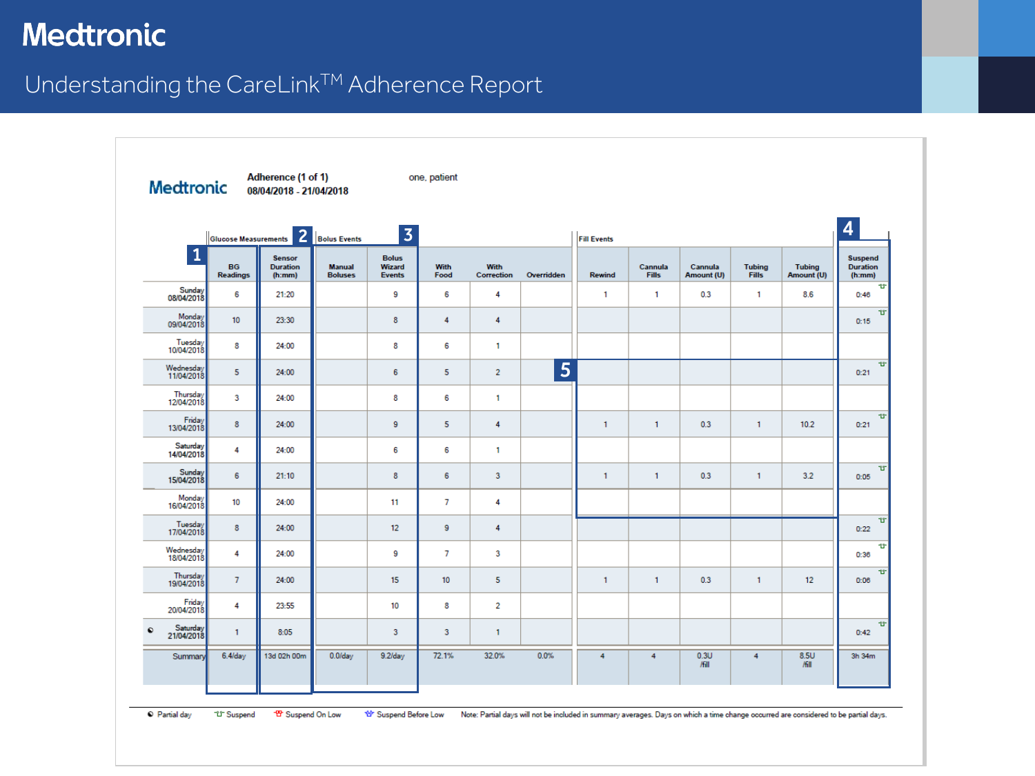# Medtronic

## Understanding the CareLink™ Adherence Report

**Medtronic** — **Adherence (1 of 1)** — 08/04/2018 - 21/04/2018 — one, patient

| | Glucose Measurements | | Bolus Events | | | | | Fill Events | | | | | |
|---|---|---|---|---|---|---|---|---|---|---|---|---|---|
| | **BG Readings** (1) | **Sensor Duration (h:mm)** (2) | **Manual Boluses** (3) | **Bolus Wizard Events** (3) | **With Food** | **With Correction** | **Overridden** | **Rewind** | **Cannula Fills** | **Cannula Amount (U)** | **Tubing Fills** | **Tubing Amount (U)** | **Suspend Duration (h:mm)** (4) |
| Sunday 08/04/2018 | 6 | 21:20 | | 9 | 6 | 4 | | 1 | 1 | 0.3 | 1 | 8.6 | 0:46 |
| Monday 09/04/2018 | 10 | 23:30 | | 8 | 4 | 4 | | | | | | | 0:15 |
| Tuesday 10/04/2018 | 8 | 24:00 | | 8 | 6 | 1 | | | | | | | |
| Wednesday 11/04/2018 | 5 | 24:00 | | 6 | 5 | 2 | | | | | | | 0:21 |
| Thursday 12/04/2018 | 3 | 24:00 | | 8 | 6 | 1 | | | | | | | |
| Friday 13/04/2018 | 8 | 24:00 | | 9 | 5 | 4 | | 1 | 1 | 0.3 | 1 | 10.2 | 0:21 |
| Saturday 14/04/2018 | 4 | 24:00 | | 6 | 6 | 1 | | | | | | | |
| Sunday 15/04/2018 | 6 | 21:10 | | 8 | 6 | 3 | | 1 | 1 | 0.3 | 1 | 3.2 | 0:05 |
| Monday 16/04/2018 | 10 | 24:00 | | 11 | 7 | 4 | | | | | | | |
| Tuesday 17/04/2018 | 8 | 24:00 | | 12 | 9 | 4 | | | | | | | 0:22 |
| Wednesday 18/04/2018 | 4 | 24:00 | | 9 | 7 | 3 | | | | | | | 0:36 |
| Thursday 19/04/2018 | 7 | 24:00 | | 15 | 10 | 5 | | 1 | 1 | 0.3 | 1 | 12 | 0:06 |
| Friday 20/04/2018 | 4 | 23:55 | | 10 | 8 | 2 | | | | | | | |
| ◐ Saturday 21/04/2018 | 1 | 8:05 | | 3 | 3 | 1 | | | | | | | 0:42 |
| Summary | 6.4/day | 13d 02h 00m | 0.0/day | 9.2/day | 72.1% | 32.0% | 0.0% | 4 | 4 | 0.3U /fill | 4 | 8.5U /fill | 3h 34m |

(5: Fill Events area)

◐ Partial day &nbsp; Suspend &nbsp; Suspend On Low &nbsp; Suspend Before Low &nbsp; Note: Partial days will not be included in summary averages. Days on which a time change occurred are considered to be partial days.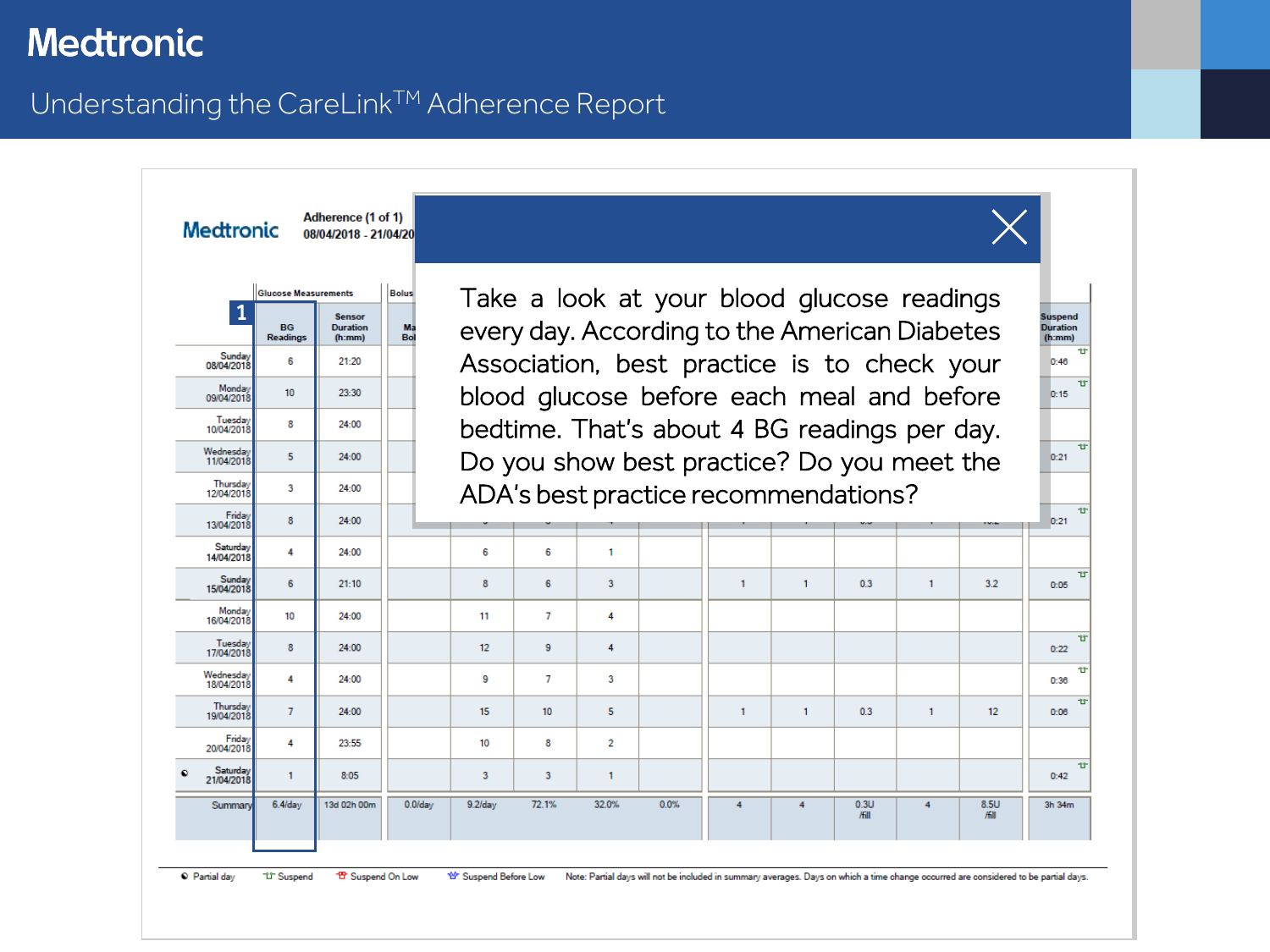# Medtronic

## Understanding the CareLink™ Adherence Report

**Medtronic** — Adherence (1 of 1) 08/04/2018 - 21/04/20

| | Glucose Measurements | | Bolus | | | | | | | | | | | Suspend Duration (h:mm) |
|---|---|---|---|---|---|---|---|---|---|---|---|---|---|---|
| | 1 BG Readings | Sensor Duration (h:mm) | Ma Bol | | | | | | | | | | | |
| Sunday 08/04/2018 | 6 | 21:20 | | | | | | | | | | | | 0:46 |
| Monday 09/04/2018 | 10 | 23:30 | | | | | | | | | | | | 0:15 |
| Tuesday 10/04/2018 | 8 | 24:00 | | | | | | | | | | | | |
| Wednesday 11/04/2018 | 5 | 24:00 | | | | | | | | | | | | 0:21 |
| Thursday 12/04/2018 | 3 | 24:00 | | | | | | | | | | | | |
| Friday 13/04/2018 | 8 | 24:00 | | | | | | | | | | | | 0:21 |
| Saturday 14/04/2018 | 4 | 24:00 | | 6 | 6 | 1 | | | | | | | | |
| Sunday 15/04/2018 | 6 | 21:10 | | 8 | 6 | 3 | | 1 | 1 | 0.3 | 1 | 3.2 | | 0:05 |
| Monday 16/04/2018 | 10 | 24:00 | | 11 | 7 | 4 | | | | | | | | |
| Tuesday 17/04/2018 | 8 | 24:00 | | 12 | 9 | 4 | | | | | | | | 0:22 |
| Wednesday 18/04/2018 | 4 | 24:00 | | 9 | 7 | 3 | | | | | | | | 0:36 |
| Thursday 19/04/2018 | 7 | 24:00 | | 15 | 10 | 5 | | 1 | 1 | 0.3 | 1 | 12 | | 0:06 |
| Friday 20/04/2018 | 4 | 23:55 | | 10 | 8 | 2 | | | | | | | | |
| ◐ Saturday 21/04/2018 | 1 | 8:05 | | 3 | 3 | 1 | | | | | | | | 0:42 |
| Summary | 6.4/day | 13d 02h 00m | 0.0/day | 9.2/day | 72.1% | 32.0% | 0.0% | 4 | 4 | 0.3U /fill | 4 | 8.5U /fill | | 3h 34m |

◐ Partial day | Suspend | Suspend On Low | Suspend Before Low | Note: Partial days will not be included in summary averages. Days on which a time change occurred are considered to be partial days.

Take a look at your blood glucose readings every day. According to the American Diabetes Association, best practice is to check your blood glucose before each meal and before bedtime. That's about 4 BG readings per day. Do you show best practice? Do you meet the ADA's best practice recommendations?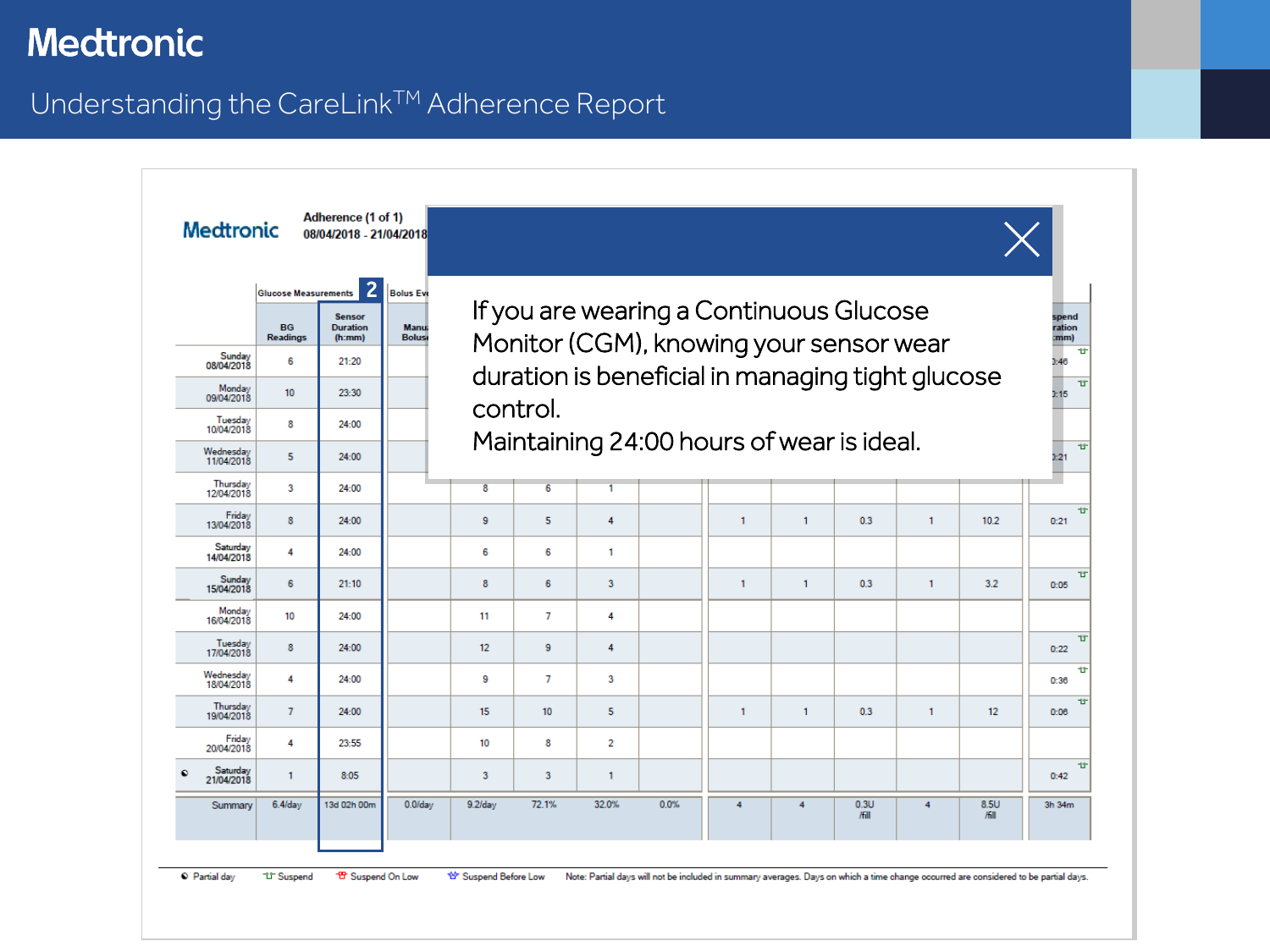# Medtronic

## Understanding the CareLink™ Adherence Report

**Medtronic** — Adherence (1 of 1) 08/04/2018 - 21/04/2018

| | Glucose Measurements | 2 |
|---|---|---|
| | BG Readings | Sensor Duration (h:mm) |
| Sunday 08/04/2018 | 6 | 21:20 |
| Monday 09/04/2018 | 10 | 23:30 |
| Tuesday 10/04/2018 | 8 | 24:00 |
| Wednesday 11/04/2018 | 5 | 24:00 |
| Thursday 12/04/2018 | 3 | 24:00 |
| Friday 13/04/2018 | 8 | 24:00 |
| Saturday 14/04/2018 | 4 | 24:00 |
| Sunday 15/04/2018 | 6 | 21:10 |
| Monday 16/04/2018 | 10 | 24:00 |
| Tuesday 17/04/2018 | 8 | 24:00 |
| Wednesday 18/04/2018 | 4 | 24:00 |
| Thursday 19/04/2018 | 7 | 24:00 |
| Friday 20/04/2018 | 4 | 23:55 |
| ◐ Saturday 21/04/2018 | 1 | 8:05 |
| Summary | 6.4/day | 13d 02h 00m |

If you are wearing a Continuous Glucose Monitor (CGM), knowing your sensor wear duration is beneficial in managing tight glucose control.
Maintaining 24:00 hours of wear is ideal.

◐ Partial day — Suspend — Suspend On Low — Suspend Before Low — Note: Partial days will not be included in summary averages. Days on which a time change occurred are considered to be partial days.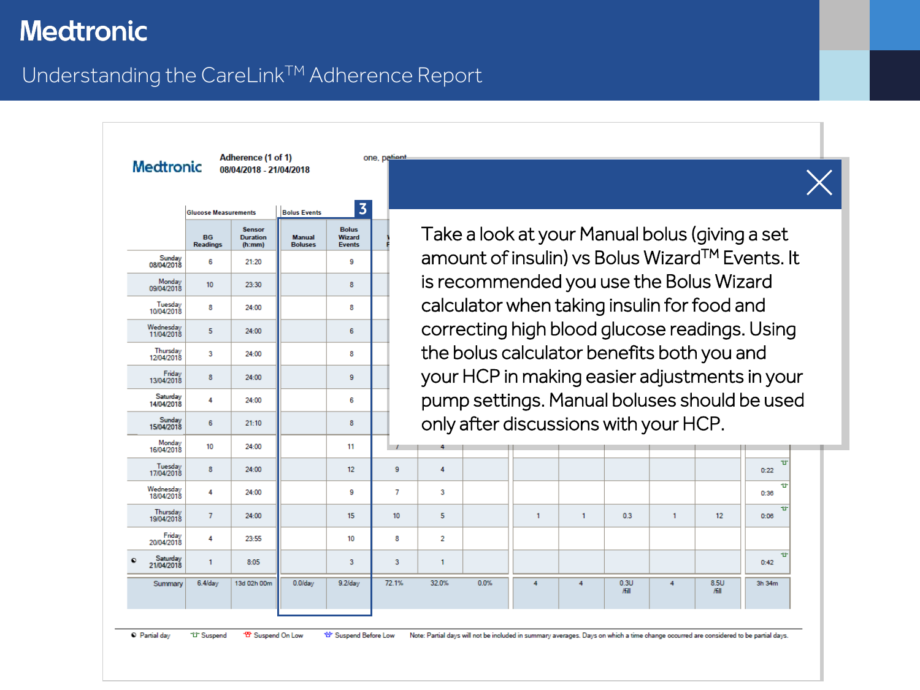# Medtronic

## Understanding the CareLink™ Adherence Report

**Medtronic** | **Adherence (1 of 1)** **08/04/2018 - 21/04/2018** | one, patient

| | Glucose Measurements | | Bolus Events [3] | | | | | | | | | | |
|---|---|---|---|---|---|---|---|---|---|---|---|---|---|
| | BG Readings | Sensor Duration (h:mm) | Manual Boluses | Bolus Wizard Events | | | | | | | | | |
| Sunday 08/04/2018 | 6 | 21:20 | | 9 | | | | | | | | | |
| Monday 09/04/2018 | 10 | 23:30 | | 8 | | | | | | | | | |
| Tuesday 10/04/2018 | 8 | 24:00 | | 8 | | | | | | | | | |
| Wednesday 11/04/2018 | 5 | 24:00 | | 6 | | | | | | | | | |
| Thursday 12/04/2018 | 3 | 24:00 | | 8 | | | | | | | | | |
| Friday 13/04/2018 | 8 | 24:00 | | 9 | | | | | | | | | |
| Saturday 14/04/2018 | 4 | 24:00 | | 6 | | | | | | | | | |
| Sunday 15/04/2018 | 6 | 21:10 | | 8 | | | | | | | | | |
| Monday 16/04/2018 | 10 | 24:00 | | 11 | 7 | 4 | | | | | | | |
| Tuesday 17/04/2018 | 8 | 24:00 | | 12 | 9 | 4 | | | | | | | 0:22 |
| Wednesday 18/04/2018 | 4 | 24:00 | | 9 | 7 | 3 | | | | | | | 0:36 |
| Thursday 19/04/2018 | 7 | 24:00 | | 15 | 10 | 5 | | 1 | 1 | 0.3 | 1 | 12 | 0:06 |
| Friday 20/04/2018 | 4 | 23:55 | | 10 | 8 | 2 | | | | | | | |
| ◐ Saturday 21/04/2018 | 1 | 8:05 | | 3 | 3 | 1 | | | | | | | 0:42 |
| Summary | 6.4/day | 13d 02h 00m | 0.0/day | 9.2/day | 72.1% | 32.0% | 0.0% | 4 | 4 | 0.3U /fill | 4 | 8.5U /fill | 3h 34m |

◐ Partial day | Suspend | Suspend On Low | Suspend Before Low | Note: Partial days will not be included in summary averages. Days on which a time change occurred are considered to be partial days.

Take a look at your Manual bolus (giving a set amount of insulin) vs Bolus Wizard™ Events. It is recommended you use the Bolus Wizard calculator when taking insulin for food and correcting high blood glucose readings. Using the bolus calculator benefits both you and your HCP in making easier adjustments in your pump settings. Manual boluses should be used only after discussions with your HCP.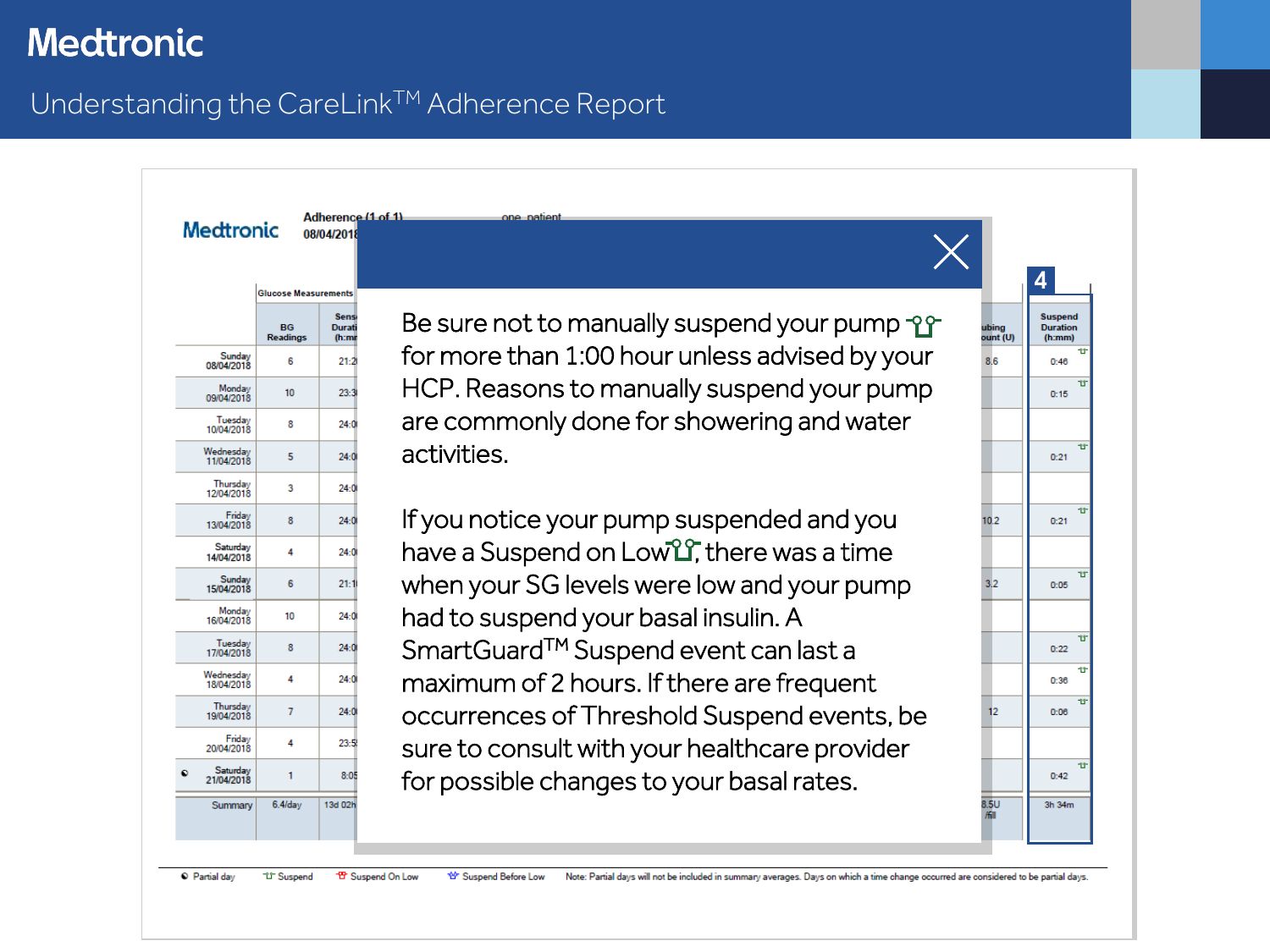# Understanding the CareLink™ Adherence Report

Be sure not to manually suspend your pump for more than 1:00 hour unless advised by your HCP. Reasons to manually suspend your pump are commonly done for showering and water activities.

If you notice your pump suspended and you have a Suspend on Low, there was a time when your SG levels were low and your pump had to suspend your basal insulin. A SmartGuard™ Suspend event can last a maximum of 2 hours. If there are frequent occurrences of Threshold Suspend events, be sure to consult with your healthcare provider for possible changes to your basal rates.

Adherence (1 of 1) | 08/04/2018 | one, patient

**4**

| Date | BG Readings | Sensor Duration (h:mm) | Priming Amount (U) | Suspend Duration (h:mm) |
|---|---|---|---|---|
| Sunday 08/04/2018 | 6 | 21:2 | 8.6 | 0:46 |
| Monday 09/04/2018 | 10 | 23:3 | | 0:15 |
| Tuesday 10/04/2018 | 8 | 24:0 | | |
| Wednesday 11/04/2018 | 5 | 24:0 | | 0:21 |
| Thursday 12/04/2018 | 3 | 24:0 | | |
| Friday 13/04/2018 | 8 | 24:0 | 10.2 | 0:21 |
| Saturday 14/04/2018 | 4 | 24:0 | | |
| Sunday 15/04/2018 | 6 | 21:1 | 3.2 | 0:05 |
| Monday 16/04/2018 | 10 | 24:0 | | |
| Tuesday 17/04/2018 | 8 | 24:0 | | 0:22 |
| Wednesday 18/04/2018 | 4 | 24:0 | | 0:36 |
| Thursday 19/04/2018 | 7 | 24:0 | 12 | 0:06 |
| Friday 20/04/2018 | 4 | 23:5 | | |
| ◐ Saturday 21/04/2018 | 1 | 8:05 | | 0:42 |
| Summary | 6.4/day | 13d 02h | 8.5U /fill | 3h 34m |

◐ Partial day | Suspend | Suspend On Low | Suspend Before Low | Note: Partial days will not be included in summary averages. Days on which a time change occurred are considered to be partial days.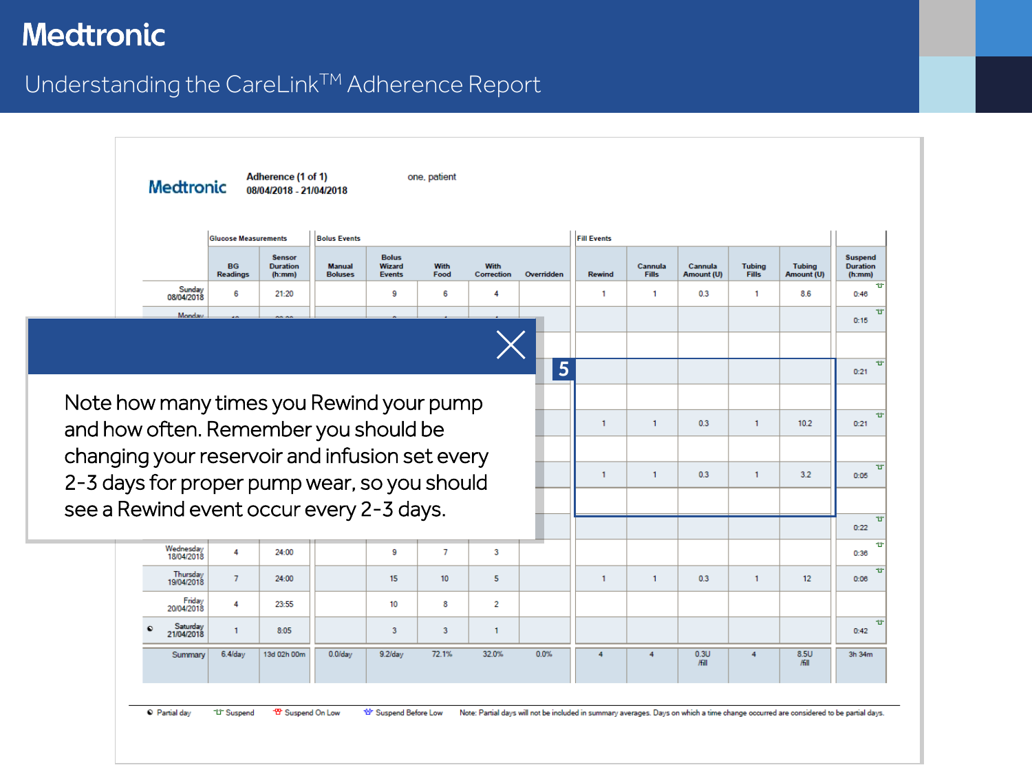# Medtronic

## Understanding the CareLink[TM] Adherence Report

**Medtronic** — Adherence (1 of 1) 08/04/2018 - 21/04/2018 — one, patient

| | Glucose Measurements | | Bolus Events | | | | | Fill Events | | | | | |
|---|---|---|---|---|---|---|---|---|---|---|---|---|---|
| | BG Readings | Sensor Duration (h:mm) | Manual Boluses | Bolus Wizard Events | With Food | With Correction | Overridden | Rewind | Cannula Fills | Cannula Amount (U) | Tubing Fills | Tubing Amount (U) | Suspend Duration (h:mm) |
| Sunday 08/04/2018 | 6 | 21:20 | | 9 | 6 | 4 | | 1 | 1 | 0.3 | 1 | 8.6 | 0:46 |
| Monday | | | | | | | | | | | | | 0:15 |
| | | | | | | | | | | | | | |
| | | | | | | | | | | | | | 0:21 |
| | | | | | | | | | | | | | |
| | | | | | | | | 1 | 1 | 0.3 | 1 | 10.2 | 0:21 |
| | | | | | | | | | | | | | |
| | | | | | | | | 1 | 1 | 0.3 | 1 | 3.2 | 0:05 |
| | | | | | | | | | | | | | |
| | | | | | | | | | | | | | 0:22 |
| Wednesday 18/04/2018 | 4 | 24:00 | | 9 | 7 | 3 | | | | | | | 0:36 |
| Thursday 19/04/2018 | 7 | 24:00 | | 15 | 10 | 5 | | 1 | 1 | 0.3 | 1 | 12 | 0:06 |
| Friday 20/04/2018 | 4 | 23:55 | | 10 | 8 | 2 | | | | | | | |
| Saturday 21/04/2018 | 1 | 8:05 | | 3 | 3 | 1 | | | | | | | 0:42 |
| Summary | 6.4/day | 13d 02h 00m | 0.0/day | 9.2/day | 72.1% | 32.0% | 0.0% | 4 | 4 | 0.3U /fill | 4 | 8.5U /fill | 3h 34m |

Partial day · Suspend · Suspend On Low · Suspend Before Low · Note: Partial days will not be included in summary averages. Days on which a time change occurred are considered to be partial days.

**5**

Note how many times you Rewind your pump and how often. Remember you should be changing your reservoir and infusion set every 2-3 days for proper pump wear, so you should see a Rewind event occur every 2-3 days.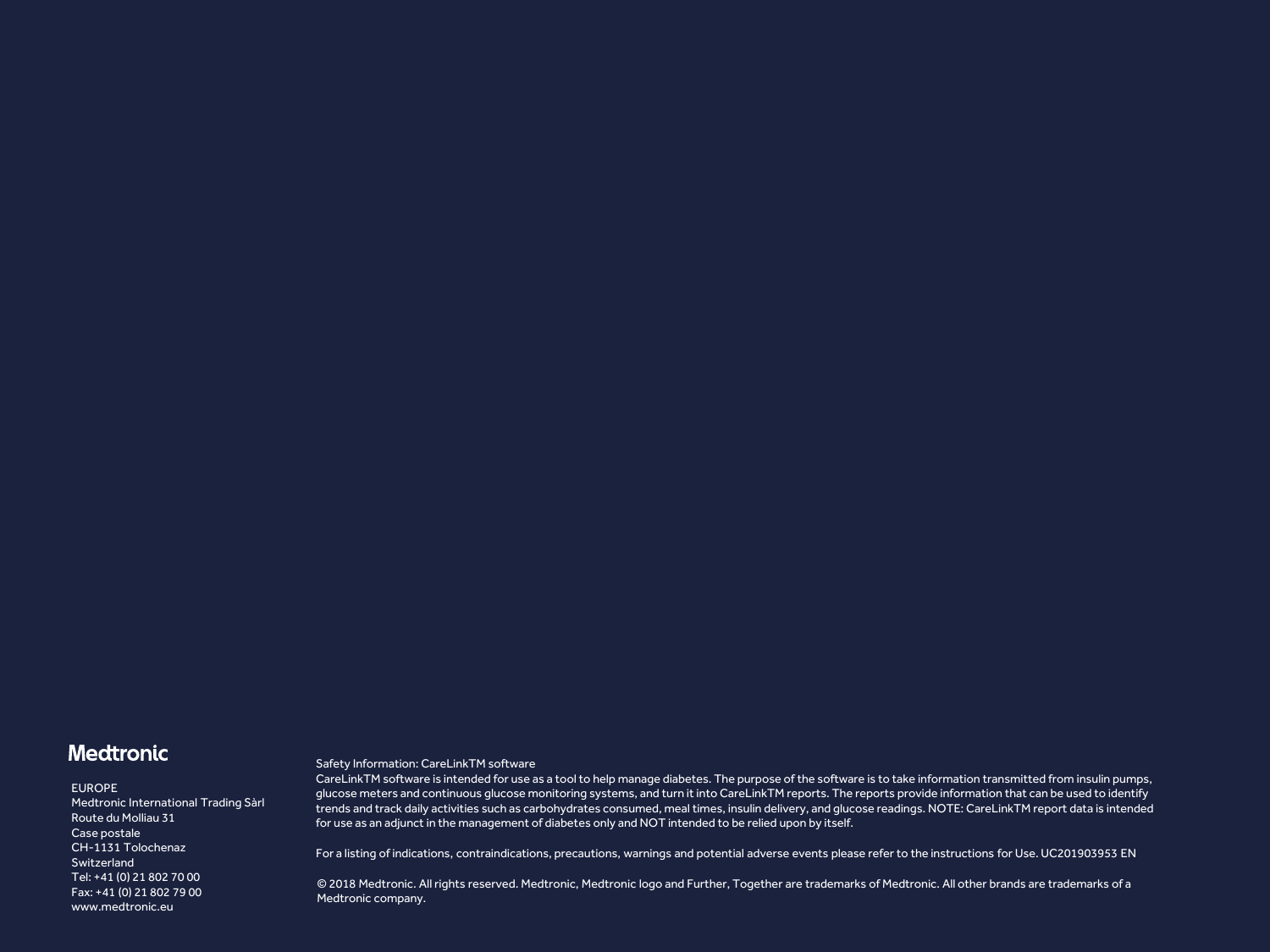**Medtronic**

EUROPE
Medtronic International Trading Sàrl
Route du Molliau 31
Case postale
CH-1131 Tolochenaz
Switzerland
Tel: +41 (0) 21 802 70 00
Fax: +41 (0) 21 802 79 00
www.medtronic.eu

Safety Information: CareLinkTM software
CareLinkTM software is intended for use as a tool to help manage diabetes. The purpose of the software is to take information transmitted from insulin pumps, glucose meters and continuous glucose monitoring systems, and turn it into CareLinkTM reports. The reports provide information that can be used to identify trends and track daily activities such as carbohydrates consumed, meal times, insulin delivery, and glucose readings. NOTE: CareLinkTM report data is intended for use as an adjunct in the management of diabetes only and NOT intended to be relied upon by itself.

For a listing of indications, contraindications, precautions, warnings and potential adverse events please refer to the instructions for Use. UC201903953 EN

© 2018 Medtronic. All rights reserved. Medtronic, Medtronic logo and Further, Together are trademarks of Medtronic. All other brands are trademarks of a Medtronic company.